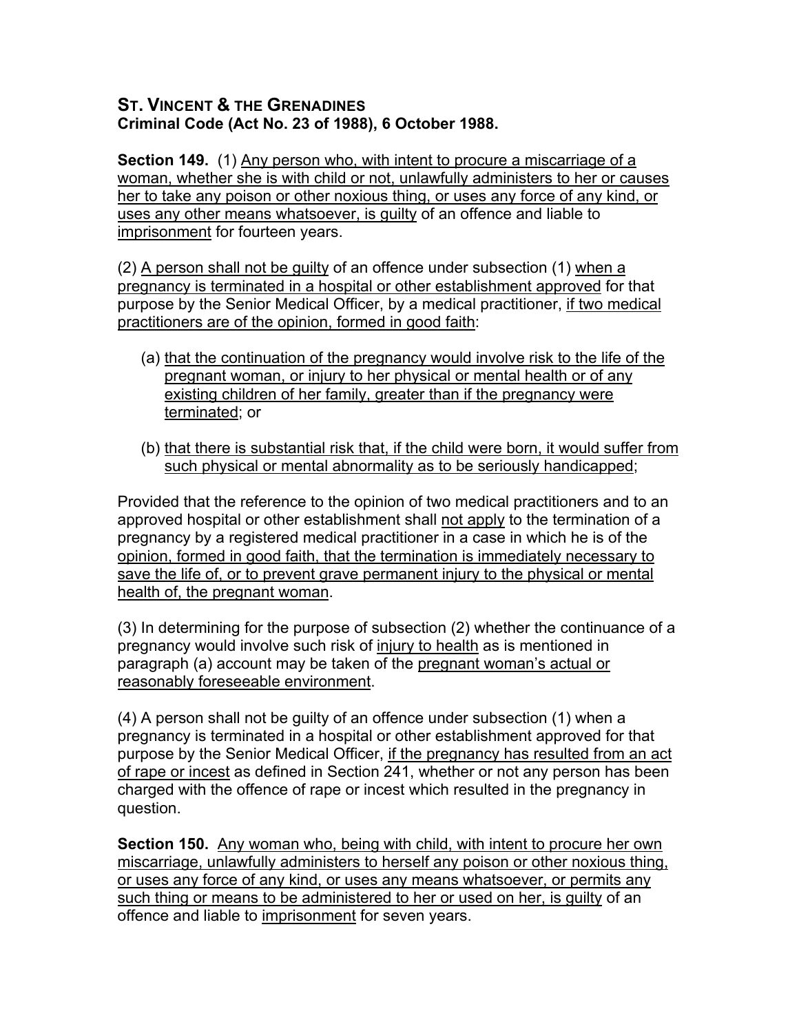## ST. VINCENT & THE GRENADINES
**Criminal Code (Act No. 23 of 1988), 6 October 1988.**

**Section 149.** (1) Any person who, with intent to procure a miscarriage of a woman, whether she is with child or not, unlawfully administers to her or causes her to take any poison or other noxious thing, or uses any force of any kind, or uses any other means whatsoever, is guilty of an offence and liable to imprisonment for fourteen years.

(2) A person shall not be guilty of an offence under subsection (1) when a pregnancy is terminated in a hospital or other establishment approved for that purpose by the Senior Medical Officer, by a medical practitioner, if two medical practitioners are of the opinion, formed in good faith:

(a) that the continuation of the pregnancy would involve risk to the life of the pregnant woman, or injury to her physical or mental health or of any existing children of her family, greater than if the pregnancy were terminated; or

(b) that there is substantial risk that, if the child were born, it would suffer from such physical or mental abnormality as to be seriously handicapped;

Provided that the reference to the opinion of two medical practitioners and to an approved hospital or other establishment shall not apply to the termination of a pregnancy by a registered medical practitioner in a case in which he is of the opinion, formed in good faith, that the termination is immediately necessary to save the life of, or to prevent grave permanent injury to the physical or mental health of, the pregnant woman.

(3) In determining for the purpose of subsection (2) whether the continuance of a pregnancy would involve such risk of injury to health as is mentioned in paragraph (a) account may be taken of the pregnant woman's actual or reasonably foreseeable environment.

(4) A person shall not be guilty of an offence under subsection (1) when a pregnancy is terminated in a hospital or other establishment approved for that purpose by the Senior Medical Officer, if the pregnancy has resulted from an act of rape or incest as defined in Section 241, whether or not any person has been charged with the offence of rape or incest which resulted in the pregnancy in question.

**Section 150.** Any woman who, being with child, with intent to procure her own miscarriage, unlawfully administers to herself any poison or other noxious thing, or uses any force of any kind, or uses any means whatsoever, or permits any such thing or means to be administered to her or used on her, is guilty of an offence and liable to imprisonment for seven years.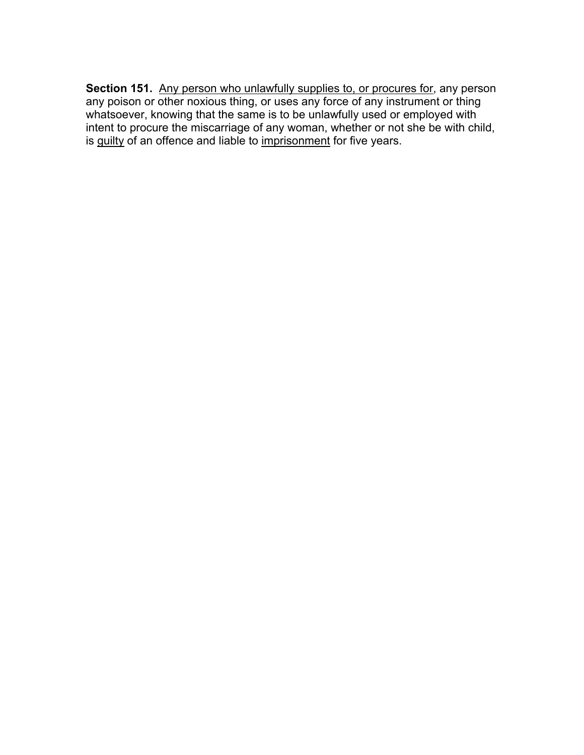**Section 151.** <u>Any person who unlawfully supplies to, or procures for</u>, any person any poison or other noxious thing, or uses any force of any instrument or thing whatsoever, knowing that the same is to be unlawfully used or employed with intent to procure the miscarriage of any woman, whether or not she be with child, is <u>guilty</u> of an offence and liable to <u>imprisonment</u> for five years.